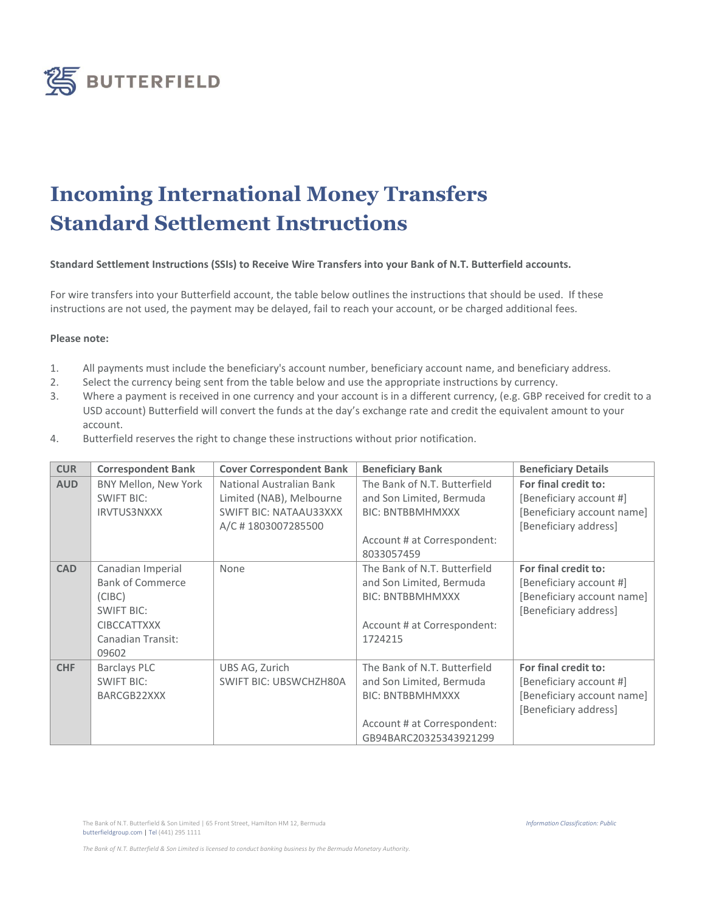# Incoming International Money Transfers Standard Settlement Instructions

**Standard Settlement Instructions (SSIs) to Receive Wire Transfers into your Bank of N.T. Butterfield accounts.**

For wire transfers into your Butterfield account, the table below outlines the instructions that should be used. If these instructions are not used, the payment may be delayed, fail to reach your account, or be charged additional fees.

**Please note:**

1. All payments must include the beneficiary's account number, beneficiary account name, and beneficiary address.
2. Select the currency being sent from the table below and use the appropriate instructions by currency.
3. Where a payment is received in one currency and your account is in a different currency, (e.g. GBP received for credit to a USD account) Butterfield will convert the funds at the day's exchange rate and credit the equivalent amount to your account.
4. Butterfield reserves the right to change these instructions without prior notification.

| CUR | Correspondent Bank | Cover Correspondent Bank | Beneficiary Bank | Beneficiary Details |
|---|---|---|---|---|
| **AUD** | BNY Mellon, New York<br>SWIFT BIC: IRVTUS3NXXX | National Australian Bank Limited (NAB), Melbourne<br>SWIFT BIC: NATAAU33XXX<br>A/C # 1803007285500 | The Bank of N.T. Butterfield and Son Limited, Bermuda<br>BIC: BNTBBMHMXXX<br><br>Account # at Correspondent: 8033057459 | **For final credit to:**<br>[Beneficiary account #]<br>[Beneficiary account name]<br>[Beneficiary address] |
| **CAD** | Canadian Imperial Bank of Commerce (CIBC)<br>SWIFT BIC: CIBCCATTXXX<br>Canadian Transit: 09602 | None | The Bank of N.T. Butterfield and Son Limited, Bermuda<br>BIC: BNTBBMHMXXX<br><br>Account # at Correspondent: 1724215 | **For final credit to:**<br>[Beneficiary account #]<br>[Beneficiary account name]<br>[Beneficiary address] |
| **CHF** | Barclays PLC<br>SWIFT BIC: BARCGB22XXX | UBS AG, Zurich<br>SWIFT BIC: UBSWCHZH80A | The Bank of N.T. Butterfield and Son Limited, Bermuda<br>BIC: BNTBBMHMXXX<br><br>Account # at Correspondent: GB94BARC20325343921299 | **For final credit to:**<br>[Beneficiary account #]<br>[Beneficiary account name]<br>[Beneficiary address] |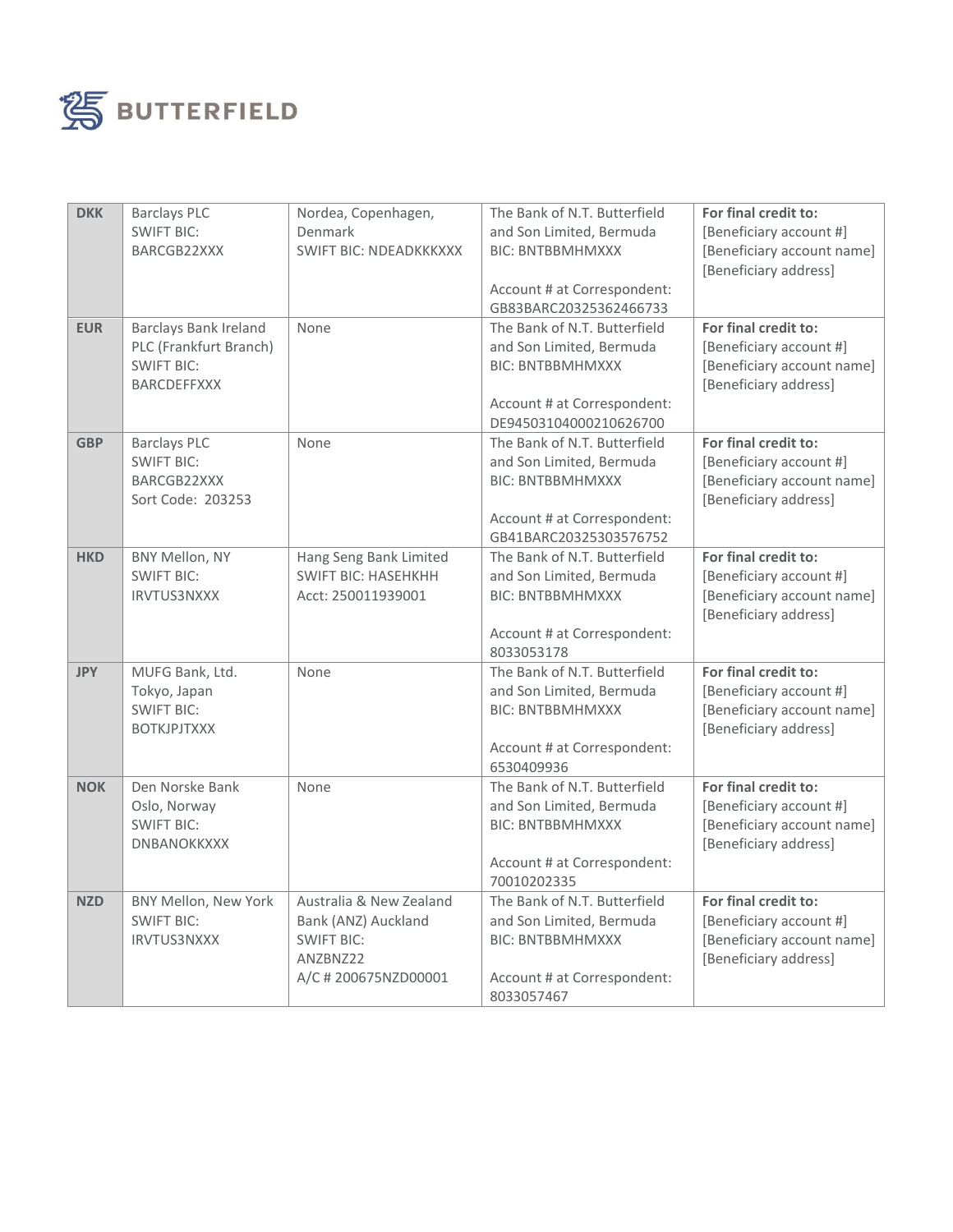**BUTTERFIELD**

| | | | | |
|---|---|---|---|---|
| **DKK** | Barclays PLC<br>SWIFT BIC:<br>BARCGB22XXX | Nordea, Copenhagen, Denmark<br>SWIFT BIC: NDEADKKKXXX | The Bank of N.T. Butterfield and Son Limited, Bermuda<br>BIC: BNTBBMHMXXX<br><br>Account # at Correspondent:<br>GB83BARC20325362466733 | **For final credit to:**<br>[Beneficiary account #]<br>[Beneficiary account name]<br>[Beneficiary address] |
| **EUR** | Barclays Bank Ireland PLC (Frankfurt Branch)<br>SWIFT BIC:<br>BARCDEFFXXX | None | The Bank of N.T. Butterfield and Son Limited, Bermuda<br>BIC: BNTBBMHMXXX<br><br>Account # at Correspondent:<br>DE94503104000210626700 | **For final credit to:**<br>[Beneficiary account #]<br>[Beneficiary account name]<br>[Beneficiary address] |
| **GBP** | Barclays PLC<br>SWIFT BIC:<br>BARCGB22XXX<br>Sort Code: 203253 | None | The Bank of N.T. Butterfield and Son Limited, Bermuda<br>BIC: BNTBBMHMXXX<br><br>Account # at Correspondent:<br>GB41BARC20325303576752 | **For final credit to:**<br>[Beneficiary account #]<br>[Beneficiary account name]<br>[Beneficiary address] |
| **HKD** | BNY Mellon, NY<br>SWIFT BIC:<br>IRVTUS3NXXX | Hang Seng Bank Limited<br>SWIFT BIC: HASEHKHH<br>Acct: 250011939001 | The Bank of N.T. Butterfield and Son Limited, Bermuda<br>BIC: BNTBBMHMXXX<br><br>Account # at Correspondent:<br>8033053178 | **For final credit to:**<br>[Beneficiary account #]<br>[Beneficiary account name]<br>[Beneficiary address] |
| **JPY** | MUFG Bank, Ltd.<br>Tokyo, Japan<br>SWIFT BIC:<br>BOTKJPJTXXX | None | The Bank of N.T. Butterfield and Son Limited, Bermuda<br>BIC: BNTBBMHMXXX<br><br>Account # at Correspondent:<br>6530409936 | **For final credit to:**<br>[Beneficiary account #]<br>[Beneficiary account name]<br>[Beneficiary address] |
| **NOK** | Den Norske Bank<br>Oslo, Norway<br>SWIFT BIC:<br>DNBANOKKXXX | None | The Bank of N.T. Butterfield and Son Limited, Bermuda<br>BIC: BNTBBMHMXXX<br><br>Account # at Correspondent:<br>70010202335 | **For final credit to:**<br>[Beneficiary account #]<br>[Beneficiary account name]<br>[Beneficiary address] |
| **NZD** | BNY Mellon, New York<br>SWIFT BIC:<br>IRVTUS3NXXX | Australia & New Zealand Bank (ANZ) Auckland<br>SWIFT BIC:<br>ANZBNZ22<br>A/C # 200675NZD00001 | The Bank of N.T. Butterfield and Son Limited, Bermuda<br>BIC: BNTBBMHMXXX<br><br>Account # at Correspondent:<br>8033057467 | **For final credit to:**<br>[Beneficiary account #]<br>[Beneficiary account name]<br>[Beneficiary address] |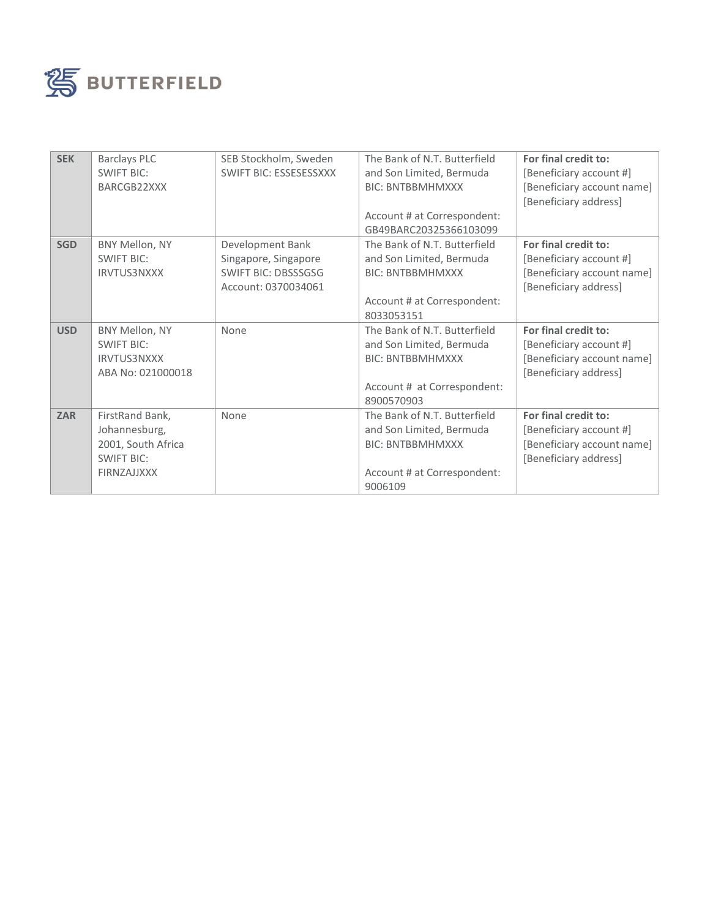| | | | | |
|---|---|---|---|---|
| **SEK** | Barclays PLC<br>SWIFT BIC: BARCGB22XXX | SEB Stockholm, Sweden<br>SWIFT BIC: ESSESESSXXX | The Bank of N.T. Butterfield and Son Limited, Bermuda<br>BIC: BNTBBMHMXXX<br><br>Account # at Correspondent: GB49BARC20325366103099 | **For final credit to:**<br>[Beneficiary account #]<br>[Beneficiary account name]<br>[Beneficiary address] |
| **SGD** | BNY Mellon, NY<br>SWIFT BIC: IRVTUS3NXXX | Development Bank Singapore, Singapore<br>SWIFT BIC: DBSSSGSG<br>Account: 0370034061 | The Bank of N.T. Butterfield and Son Limited, Bermuda<br>BIC: BNTBBMHMXXX<br><br>Account # at Correspondent: 8033053151 | **For final credit to:**<br>[Beneficiary account #]<br>[Beneficiary account name]<br>[Beneficiary address] |
| **USD** | BNY Mellon, NY<br>SWIFT BIC: IRVTUS3NXXX<br>ABA No: 021000018 | None | The Bank of N.T. Butterfield and Son Limited, Bermuda<br>BIC: BNTBBMHMXXX<br><br>Account # at Correspondent: 8900570903 | **For final credit to:**<br>[Beneficiary account #]<br>[Beneficiary account name]<br>[Beneficiary address] |
| **ZAR** | FirstRand Bank, Johannesburg, 2001, South Africa<br>SWIFT BIC: FIRNZAJJXXX | None | The Bank of N.T. Butterfield and Son Limited, Bermuda<br>BIC: BNTBBMHMXXX<br><br>Account # at Correspondent: 9006109 | **For final credit to:**<br>[Beneficiary account #]<br>[Beneficiary account name]<br>[Beneficiary address] |